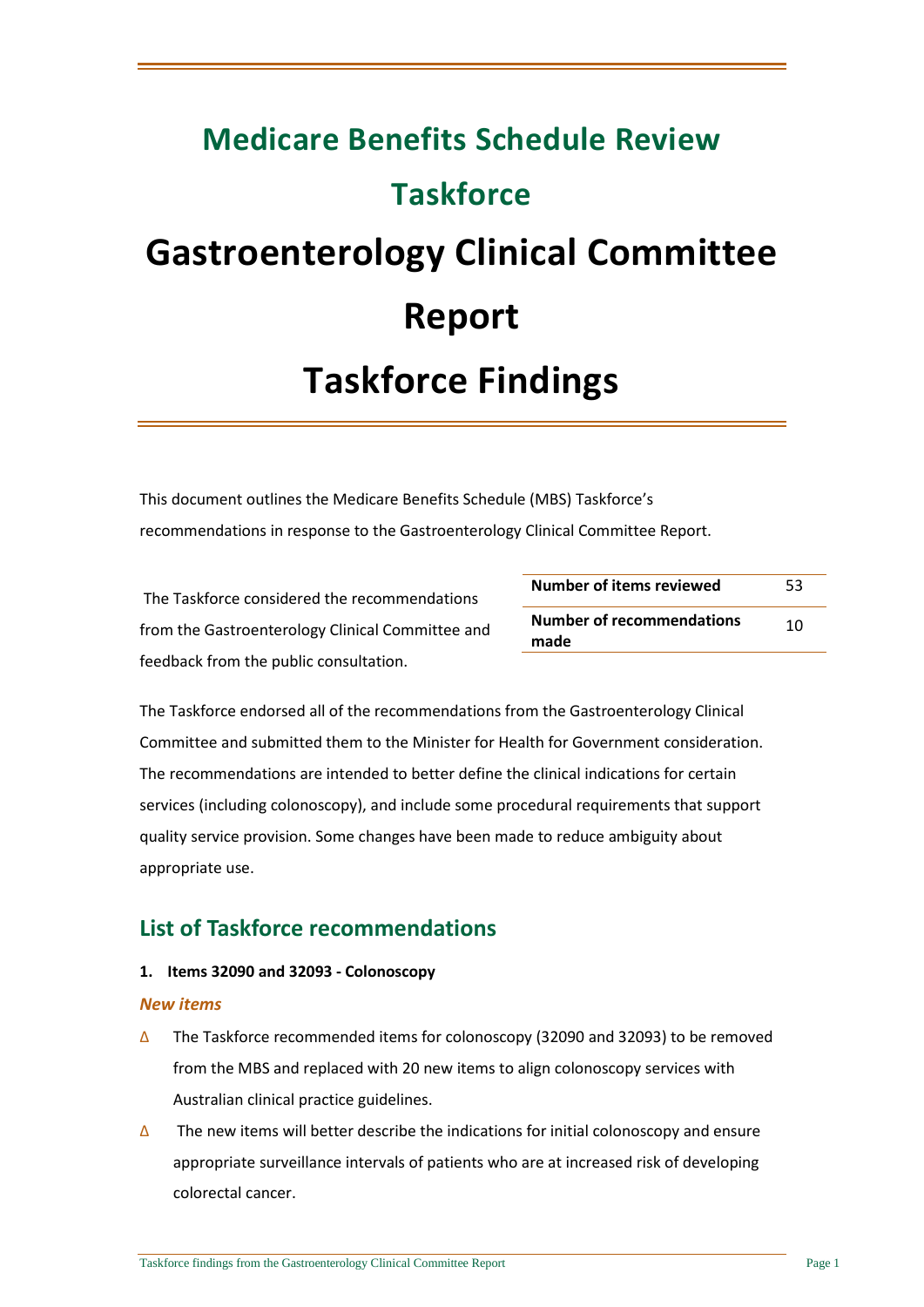# Medicare Benefits Schedule Review Taskforce

# Gastroenterology Clinical Committee Report

# Taskforce Findings

This document outlines the Medicare Benefits Schedule (MBS) Taskforce's recommendations in response to the Gastroenterology Clinical Committee Report.

The Taskforce considered the recommendations from the Gastroenterology Clinical Committee and feedback from the public consultation.

| Number of items reviewed | 53 |
|---|---|
| Number of recommendations made | 10 |

The Taskforce endorsed all of the recommendations from the Gastroenterology Clinical Committee and submitted them to the Minister for Health for Government consideration. The recommendations are intended to better define the clinical indications for certain services (including colonoscopy), and include some procedural requirements that support quality service provision. Some changes have been made to reduce ambiguity about appropriate use.

## List of Taskforce recommendations

**1. Items 32090 and 32093 - Colonoscopy**

*New items*

- The Taskforce recommended items for colonoscopy (32090 and 32093) to be removed from the MBS and replaced with 20 new items to align colonoscopy services with Australian clinical practice guidelines.
- The new items will better describe the indications for initial colonoscopy and ensure appropriate surveillance intervals of patients who are at increased risk of developing colorectal cancer.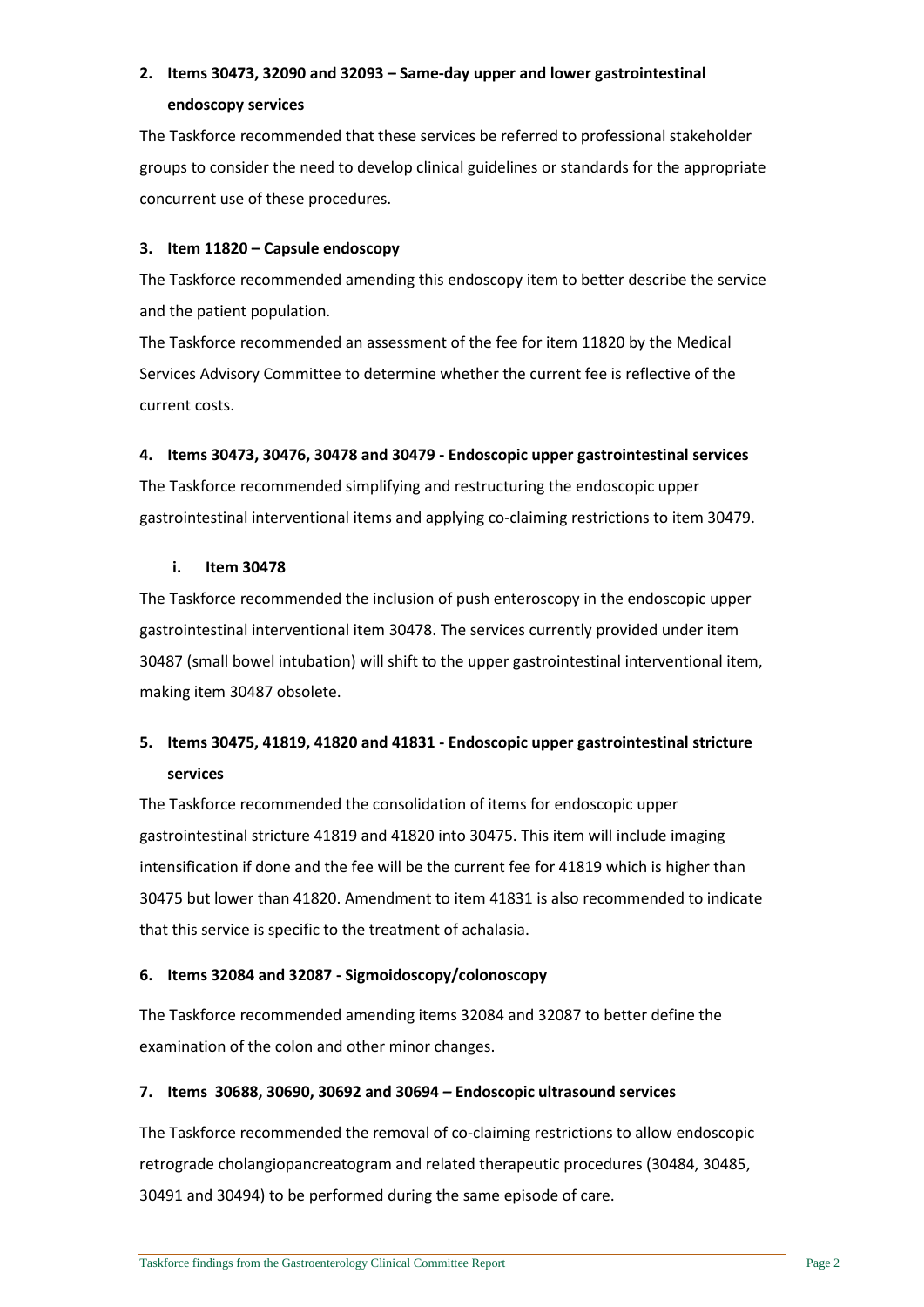**2. Items 30473, 32090 and 32093 – Same-day upper and lower gastrointestinal endoscopy services**

The Taskforce recommended that these services be referred to professional stakeholder groups to consider the need to develop clinical guidelines or standards for the appropriate concurrent use of these procedures.

**3. Item 11820 – Capsule endoscopy**

The Taskforce recommended amending this endoscopy item to better describe the service and the patient population.

The Taskforce recommended an assessment of the fee for item 11820 by the Medical Services Advisory Committee to determine whether the current fee is reflective of the current costs.

**4. Items 30473, 30476, 30478 and 30479 - Endoscopic upper gastrointestinal services**

The Taskforce recommended simplifying and restructuring the endoscopic upper gastrointestinal interventional items and applying co-claiming restrictions to item 30479.

**i. Item 30478**

The Taskforce recommended the inclusion of push enteroscopy in the endoscopic upper gastrointestinal interventional item 30478. The services currently provided under item 30487 (small bowel intubation) will shift to the upper gastrointestinal interventional item, making item 30487 obsolete.

**5. Items 30475, 41819, 41820 and 41831 - Endoscopic upper gastrointestinal stricture services**

The Taskforce recommended the consolidation of items for endoscopic upper gastrointestinal stricture 41819 and 41820 into 30475. This item will include imaging intensification if done and the fee will be the current fee for 41819 which is higher than 30475 but lower than 41820. Amendment to item 41831 is also recommended to indicate that this service is specific to the treatment of achalasia.

**6. Items 32084 and 32087 - Sigmoidoscopy/colonoscopy**

The Taskforce recommended amending items 32084 and 32087 to better define the examination of the colon and other minor changes.

**7. Items 30688, 30690, 30692 and 30694 – Endoscopic ultrasound services**

The Taskforce recommended the removal of co-claiming restrictions to allow endoscopic retrograde cholangiopancreatogram and related therapeutic procedures (30484, 30485, 30491 and 30494) to be performed during the same episode of care.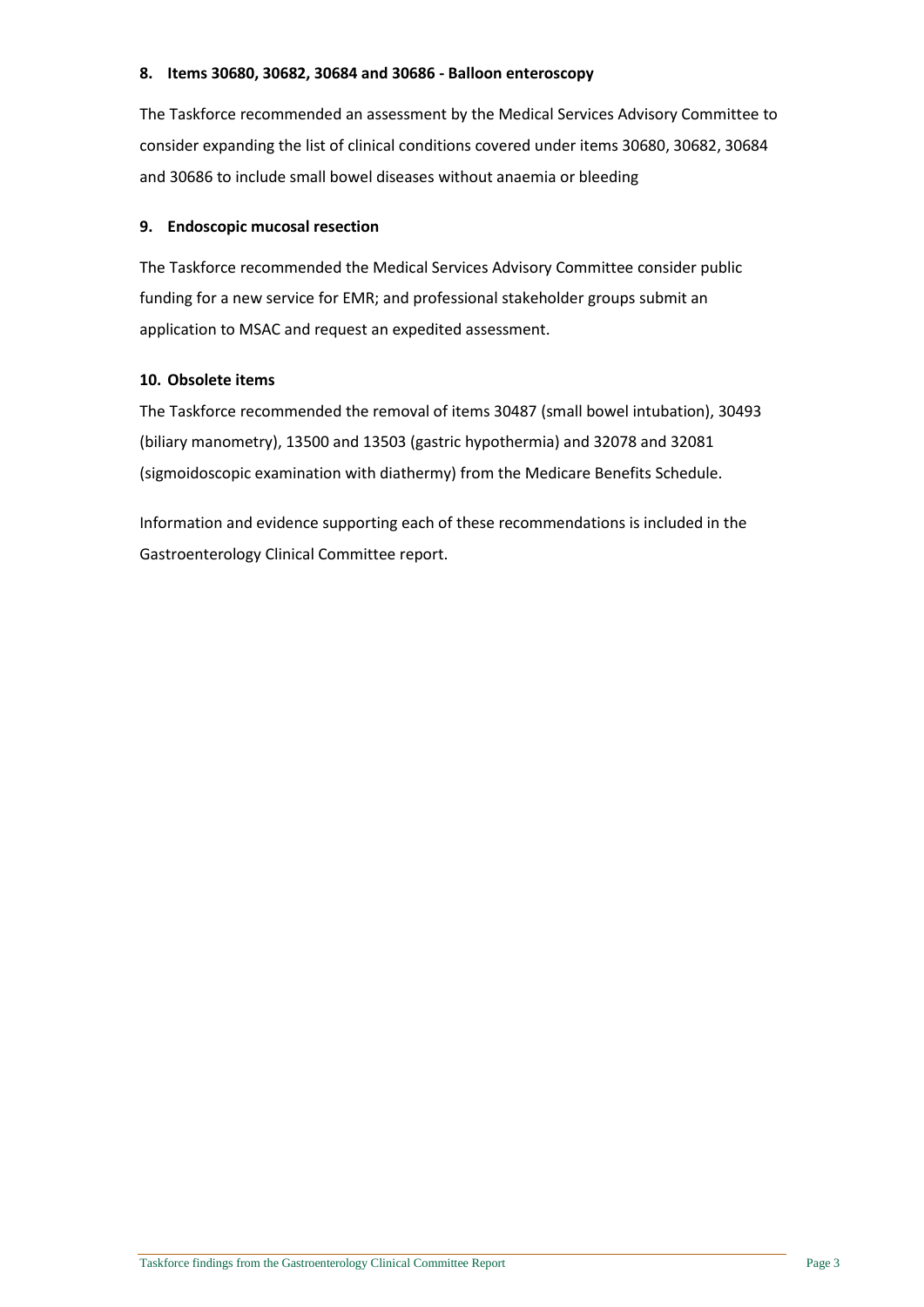**8. Items 30680, 30682, 30684 and 30686 - Balloon enteroscopy**

The Taskforce recommended an assessment by the Medical Services Advisory Committee to consider expanding the list of clinical conditions covered under items 30680, 30682, 30684 and 30686 to include small bowel diseases without anaemia or bleeding

**9. Endoscopic mucosal resection**

The Taskforce recommended the Medical Services Advisory Committee consider public funding for a new service for EMR; and professional stakeholder groups submit an application to MSAC and request an expedited assessment.

**10. Obsolete items**

The Taskforce recommended the removal of items 30487 (small bowel intubation), 30493 (biliary manometry), 13500 and 13503 (gastric hypothermia) and 32078 and 32081 (sigmoidoscopic examination with diathermy) from the Medicare Benefits Schedule.

Information and evidence supporting each of these recommendations is included in the Gastroenterology Clinical Committee report.